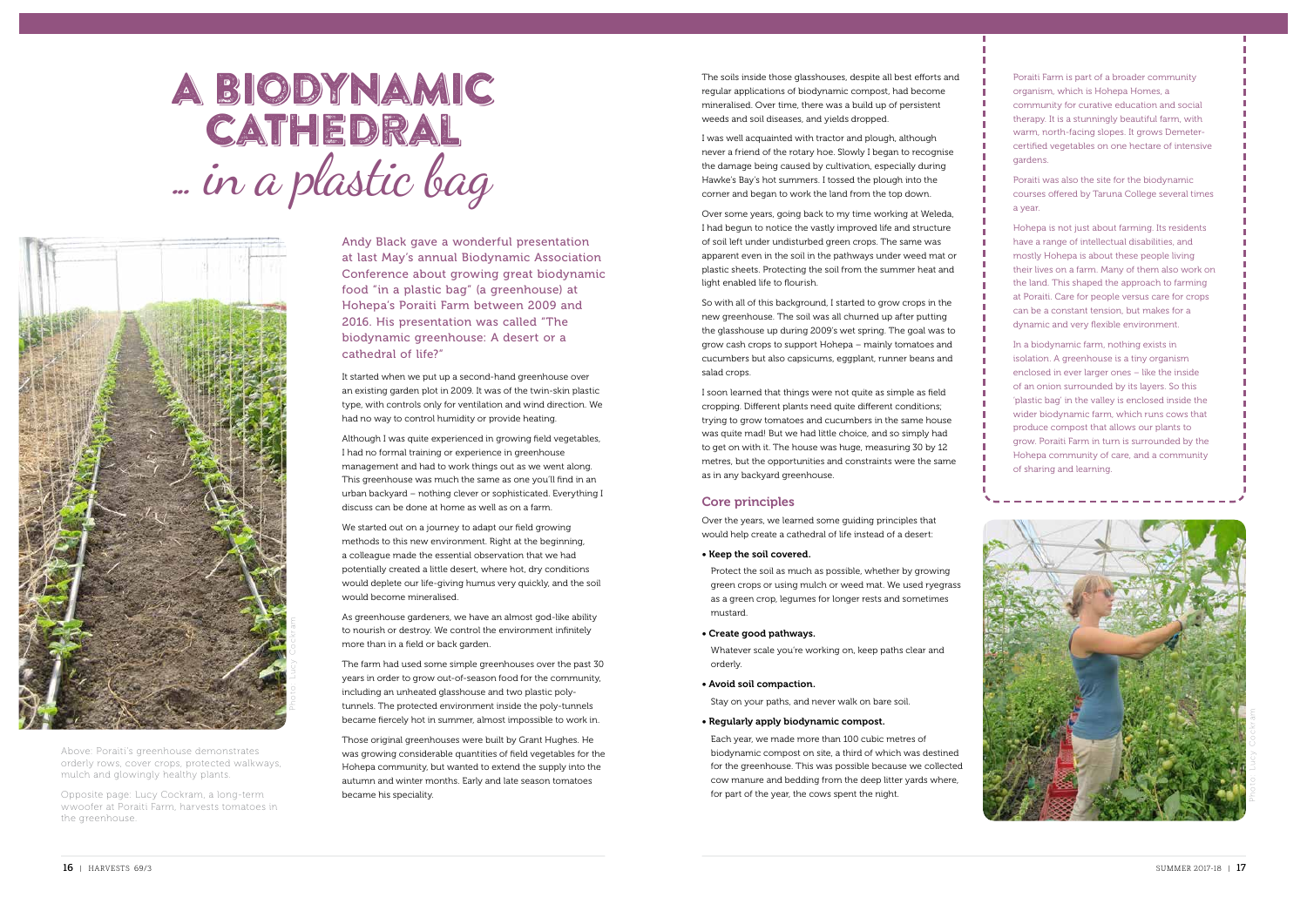# A BIODYNAMIC CATHEDRAL

## ... in a plastic bag

Andy Black gave a wonderful presentation at last May's annual Biodynamic Association Conference about growing great biodynamic food "in a plastic bag" (a greenhouse) at Hohepa's Poraiti Farm between 2009 and 2016. His presentation was called "The biodynamic greenhouse: A desert or a cathedral of life?"

It started when we put up a second-hand greenhouse over an existing garden plot in 2009. It was of the twin-skin plastic type, with controls only for ventilation and wind direction. We had no way to control humidity or provide heating.

Although I was quite experienced in growing field vegetables, I had no formal training or experience in greenhouse management and had to work things out as we went along. This greenhouse was much the same as one you'll find in an urban backyard – nothing clever or sophisticated. Everything I discuss can be done at home as well as on a farm.

We started out on a journey to adapt our field growing methods to this new environment. Right at the beginning, a colleague made the essential observation that we had potentially created a little desert, where hot, dry conditions would deplete our life-giving humus very quickly, and the soil would become mineralised.

As greenhouse gardeners, we have an almost god-like ability to nourish or destroy. We control the environment infinitely more than in a field or back garden.

The farm had used some simple greenhouses over the past 30 years in order to grow out-of-season food for the community, including an unheated glasshouse and two plastic poly-tunnels. The protected environment inside the poly-tunnels became fiercely hot in summer, almost impossible to work in.

Those original greenhouses were built by Grant Hughes. He was growing considerable quantities of field vegetables for the Hohepa community, but wanted to extend the supply into the autumn and winter months. Early and late season tomatoes became his speciality.

Above: Poraiti's greenhouse demonstrates orderly rows, cover crops, protected walkways, mulch and glowingly healthy plants.

Opposite page: Lucy Cockram, a long-term wwoofer at Poraiti Farm, harvests tomatoes in the greenhouse.

Photo: Lucy Cockram

The soils inside those glasshouses, despite all best efforts and regular applications of biodynamic compost, had become mineralised. Over time, there was a build up of persistent weeds and soil diseases, and yields dropped.

I was well acquainted with tractor and plough, although never a friend of the rotary hoe. Slowly I began to recognise the damage being caused by cultivation, especially during Hawke's Bay's hot summers. I tossed the plough into the corner and began to work the land from the top down.

Over some years, going back to my time working at Weleda, I had begun to notice the vastly improved life and structure of soil left under undisturbed green crops. The same was apparent even in the soil in the pathways under weed mat or plastic sheets. Protecting the soil from the summer heat and light enabled life to flourish.

So with all of this background, I started to grow crops in the new greenhouse. The soil was all churned up after putting the glasshouse up during 2009's wet spring. The goal was to grow cash crops to support Hohepa – mainly tomatoes and cucumbers but also capsicums, eggplant, runner beans and salad crops.

I soon learned that things were not quite as simple as field cropping. Different plants need quite different conditions; trying to grow tomatoes and cucumbers in the same house was quite mad! But we had little choice, and so simply had to get on with it. The house was huge, measuring 30 by 12 metres, but the opportunities and constraints were the same as in any backyard greenhouse.

### Core principles

Over the years, we learned some guiding principles that would help create a cathedral of life instead of a desert:

- **Keep the soil covered.**

  Protect the soil as much as possible, whether by growing green crops or using mulch or weed mat. We used ryegrass as a green crop, legumes for longer rests and sometimes mustard.

- **Create good pathways.**

  Whatever scale you're working on, keep paths clear and orderly.

- **Avoid soil compaction.**

  Stay on your paths, and never walk on bare soil.

- **Regularly apply biodynamic compost.**

  Each year, we made more than 100 cubic metres of biodynamic compost on site, a third of which was destined for the greenhouse. This was possible because we collected cow manure and bedding from the deep litter yards where, for part of the year, the cows spent the night.

Poraiti Farm is part of a broader community organism, which is Hohepa Homes, a community for curative education and social therapy. It is a stunningly beautiful farm, with warm, north-facing slopes. It grows Demeter-certified vegetables on one hectare of intensive gardens.

Poraiti was also the site for the biodynamic courses offered by Taruna College several times a year.

Hohepa is not just about farming. Its residents have a range of intellectual disabilities, and mostly Hohepa is about these people living their lives on a farm. Many of them also work on the land. This shaped the approach to farming at Poraiti. Care for people versus care for crops can be a constant tension, but makes for a dynamic and very flexible environment.

In a biodynamic farm, nothing exists in isolation. A greenhouse is a tiny organism enclosed in ever larger ones – like the inside of an onion surrounded by its layers. So this 'plastic bag' in the valley is enclosed inside the wider biodynamic farm, which runs cows that produce compost that allows our plants to grow. Poraiti Farm in turn is surrounded by the Hohepa community of care, and a community of sharing and learning.

Photo: Lucy Cockram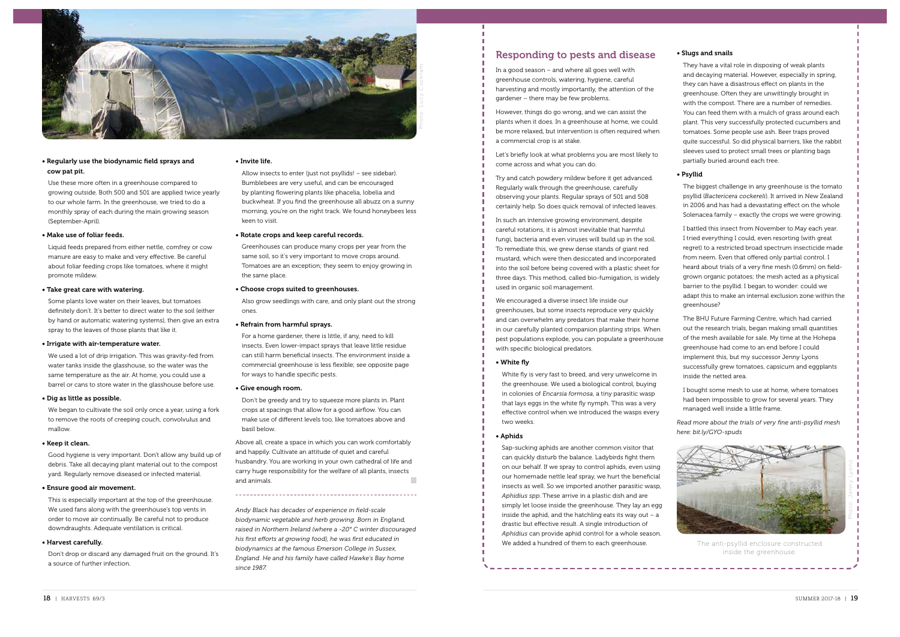Photo: Lucy Cockram

- **Regularly use the biodynamic field sprays and cow pat pit.**

  Use these more often in a greenhouse compared to growing outside. Both 500 and 501 are applied twice yearly to our whole farm. In the greenhouse, we tried to do a monthly spray of each during the main growing season (September-April).

- **Make use of foliar feeds.**

  Liquid feeds prepared from either nettle, comfrey or cow manure are easy to make and very effective. Be careful about foliar feeding crops like tomatoes, where it might promote mildew.

- **Take great care with watering.**

  Some plants love water on their leaves, but tomatoes definitely don't. It's better to direct water to the soil (either by hand or automatic watering systems), then give an extra spray to the leaves of those plants that like it.

- **Irrigate with air-temperature water.**

  We used a lot of drip irrigation. This was gravity-fed from water tanks inside the glasshouse, so the water was the same temperature as the air. At home, you could use a barrel or cans to store water in the glasshouse before use.

- **Dig as little as possible.**

  We began to cultivate the soil only once a year, using a fork to remove the roots of creeping couch, convolvulus and mallow.

- **Keep it clean.**

  Good hygiene is very important. Don't allow any build up of debris. Take all decaying plant material out to the compost yard. Regularly remove diseased or infected material.

- **Ensure good air movement.**

  This is especially important at the top of the greenhouse. We used fans along with the greenhouse's top vents in order to move air continually. Be careful not to produce downdraughts. Adequate ventilation is critical.

- **Harvest carefully.**

  Don't drop or discard any damaged fruit on the ground. It's a source of further infection.

- **Invite life.**

  Allow insects to enter (just not psyllids! – see sidebar). Bumblebees are very useful, and can be encouraged by planting flowering plants like phacelia, lobelia and buckwheat. If you find the greenhouse all abuzz on a sunny morning, you're on the right track. We found honeybees less keen to visit.

- **Rotate crops and keep careful records.**

  Greenhouses can produce many crops per year from the same soil, so it's very important to move crops around. Tomatoes are an exception; they seem to enjoy growing in the same place.

- **Choose crops suited to greenhouses.**

  Also grow seedlings with care, and only plant out the strong ones.

- **Refrain from harmful sprays.**

  For a home gardener, there is little, if any, need to kill insects. Even lower-impact sprays that leave little residue can still harm beneficial insects. The environment inside a commercial greenhouse is less flexible; see opposite page for ways to handle specific pests.

- **Give enough room.**

  Don't be greedy and try to squeeze more plants in. Plant crops at spacings that allow for a good airflow. You can make use of different levels too, like tomatoes above and basil below.

Above all, create a space in which you can work comfortably and happily. Cultivate an attitude of quiet and careful husbandry. You are working in your own cathedral of life and carry huge responsibility for the welfare of all plants, insects and animals.

*Andy Black has decades of experience in field-scale biodynamic vegetable and herb growing. Born in England, raised in Northern Ireland (where a -20° C winter discouraged his first efforts at growing food), he was first educated in biodynamics at the famous Emerson College in Sussex, England. He and his family have called Hawke's Bay home since 1987.*

## Responding to pests and disease

In a good season – and where all goes well with greenhouse controls, watering, hygiene, careful harvesting and mostly importantly, the attention of the gardener – there may be few problems.

However, things do go wrong, and we can assist the plants when it does. In a greenhouse at home, we could be more relaxed, but intervention is often required when a commercial crop is at stake.

Let's briefly look at what problems you are most likely to come across and what you can do.

Try and catch powdery mildew before it get advanced. Regularly walk through the greenhouse, carefully observing your plants. Regular sprays of 501 and 508 certainly help. So does quick removal of infected leaves.

In such an intensive growing environment, despite careful rotations, it is almost inevitable that harmful fungi, bacteria and even viruses will build up in the soil. To remediate this, we grew dense stands of giant red mustard, which were then desiccated and incorporated into the soil before being covered with a plastic sheet for three days. This method, called bio-fumigation, is widely used in organic soil management.

We encouraged a diverse insect life inside our greenhouses, but some insects reproduce very quickly and can overwhelm any predators that make their home in our carefully planted companion planting strips. When pest populations explode, you can populate a greenhouse with specific biological predators.

- **White fly**

  White fly is very fast to breed, and very unwelcome in the greenhouse. We used a biological control, buying in colonies of *Encarsia formosa*, a tiny parasitic wasp that lays eggs in the white fly nymph. This was a very effective control when we introduced the wasps every two weeks.

- **Aphids**

  Sap-sucking aphids are another common visitor that can quickly disturb the balance. Ladybirds fight them on our behalf. If we spray to control aphids, even using our homemade nettle leaf spray, we hurt the beneficial insects as well. So we imported another parasitic wasp, *Aphidius spp.* These arrive in a plastic dish and are simply let loose inside the greenhouse. They lay an egg inside the aphid, and the hatchling eats its way out – a drastic but effective result. A single introduction of *Aphidius* can provide aphid control for a whole season. We added a hundred of them to each greenhouse.

- **Slugs and snails**

  They have a vital role in disposing of weak plants and decaying material. However, especially in spring, they can have a disastrous effect on plants in the greenhouse. Often they are unwittingly brought in with the compost. There are a number of remedies. You can feed them with a mulch of grass around each plant. This very successfully protected cucumbers and tomatoes. Some people use ash. Beer traps proved quite successful. So did physical barriers, like the rabbit sleeves used to protect small trees or planting bags partially buried around each tree.

- **Psyllid**

  The biggest challenge in any greenhouse is the tomato psyllid (*Bactericera cockereli*). It arrived in New Zealand in 2006 and has had a devastating effect on the whole Solenacea family – exactly the crops we were growing.

  I battled this insect from November to May each year. I tried everything I could, even resorting (with great regret) to a restricted broad spectrum insecticide made from neem. Even that offered only partial control. I heard about trials of a very fine mesh (0.6mm) on field-grown organic potatoes; the mesh acted as a physical barrier to the psyllid. I began to wonder: could we adapt this to make an internal exclusion zone within the greenhouse?

  The BHU Future Farming Centre, which had carried out the research trials, began making small quantities of the mesh available for sale. My time at the Hohepa greenhouse had come to an end before I could implement this, but my successor Jenny Lyons successfully grew tomatoes, capsicum and eggplants inside the netted area.

  I bought some mesh to use at home, where tomatoes had been impossible to grow for several years. They managed well inside a little frame.

*Read more about the trials of very fine anti-psyllid mesh here: bit.ly/GYO-spuds*

Photo: Jenny Lyons

The anti-psyllid enclosure constructed inside the greenhouse.